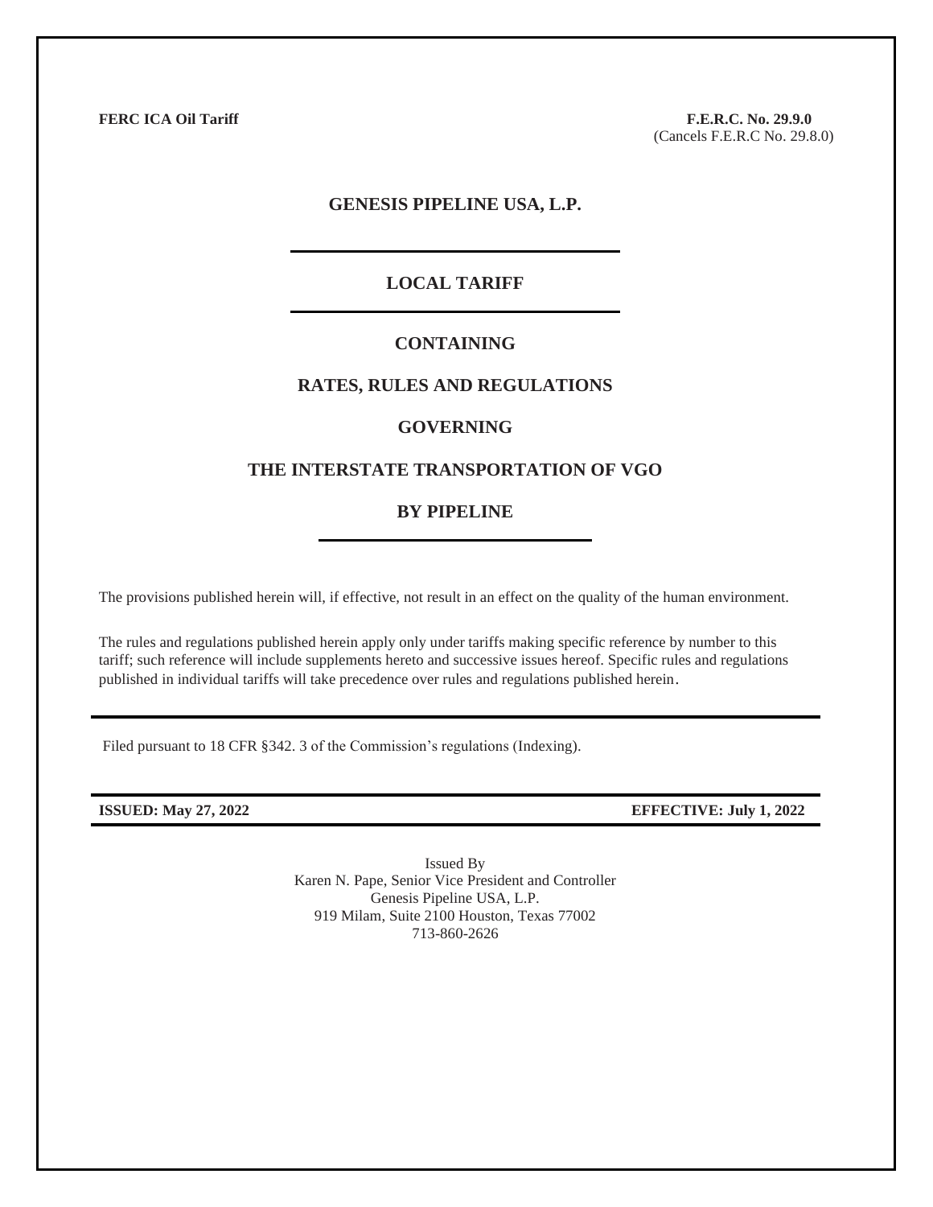**FERC ICA Oil Tariff**

**F.E.R.C. No. 29.9.0**
(Cancels F.E.R.C No. 29.8.0)

# GENESIS PIPELINE USA, L.P.

## LOCAL TARIFF

## CONTAINING

## RATES, RULES AND REGULATIONS

## GOVERNING

## THE INTERSTATE TRANSPORTATION OF VGO

## BY PIPELINE

The provisions published herein will, if effective, not result in an effect on the quality of the human environment.

The rules and regulations published herein apply only under tariffs making specific reference by number to this tariff; such reference will include supplements hereto and successive issues hereof. Specific rules and regulations published in individual tariffs will take precedence over rules and regulations published herein.

Filed pursuant to 18 CFR §342. 3 of the Commission's regulations (Indexing).

**ISSUED: May 27, 2022** **EFFECTIVE: July 1, 2022**

Issued By
Karen N. Pape, Senior Vice President and Controller
Genesis Pipeline USA, L.P.
919 Milam, Suite 2100 Houston, Texas 77002
713-860-2626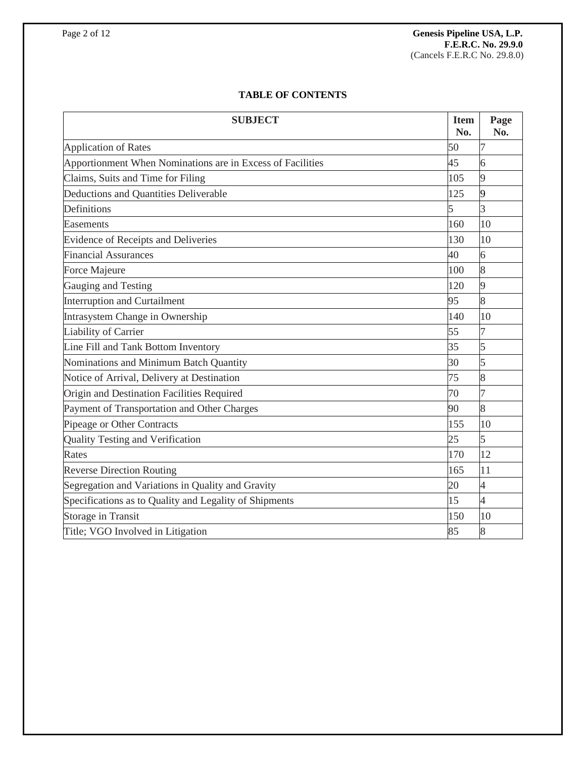Genesis Pipeline USA, L.P.
**F.E.R.C. No. 29.9.0**
(Cancels F.E.R.C No. 29.8.0)

# TABLE OF CONTENTS

| SUBJECT | Item No. | Page No. |
|---|---|---|
| Application of Rates | 50 | 7 |
| Apportionment When Nominations are in Excess of Facilities | 45 | 6 |
| Claims, Suits and Time for Filing | 105 | 9 |
| Deductions and Quantities Deliverable | 125 | 9 |
| Definitions | 5 | 3 |
| Easements | 160 | 10 |
| Evidence of Receipts and Deliveries | 130 | 10 |
| Financial Assurances | 40 | 6 |
| Force Majeure | 100 | 8 |
| Gauging and Testing | 120 | 9 |
| Interruption and Curtailment | 95 | 8 |
| Intrasystem Change in Ownership | 140 | 10 |
| Liability of Carrier | 55 | 7 |
| Line Fill and Tank Bottom Inventory | 35 | 5 |
| Nominations and Minimum Batch Quantity | 30 | 5 |
| Notice of Arrival, Delivery at Destination | 75 | 8 |
| Origin and Destination Facilities Required | 70 | 7 |
| Payment of Transportation and Other Charges | 90 | 8 |
| Pipeage or Other Contracts | 155 | 10 |
| Quality Testing and Verification | 25 | 5 |
| Rates | 170 | 12 |
| Reverse Direction Routing | 165 | 11 |
| Segregation and Variations in Quality and Gravity | 20 | 4 |
| Specifications as to Quality and Legality of Shipments | 15 | 4 |
| Storage in Transit | 150 | 10 |
| Title; VGO Involved in Litigation | 85 | 8 |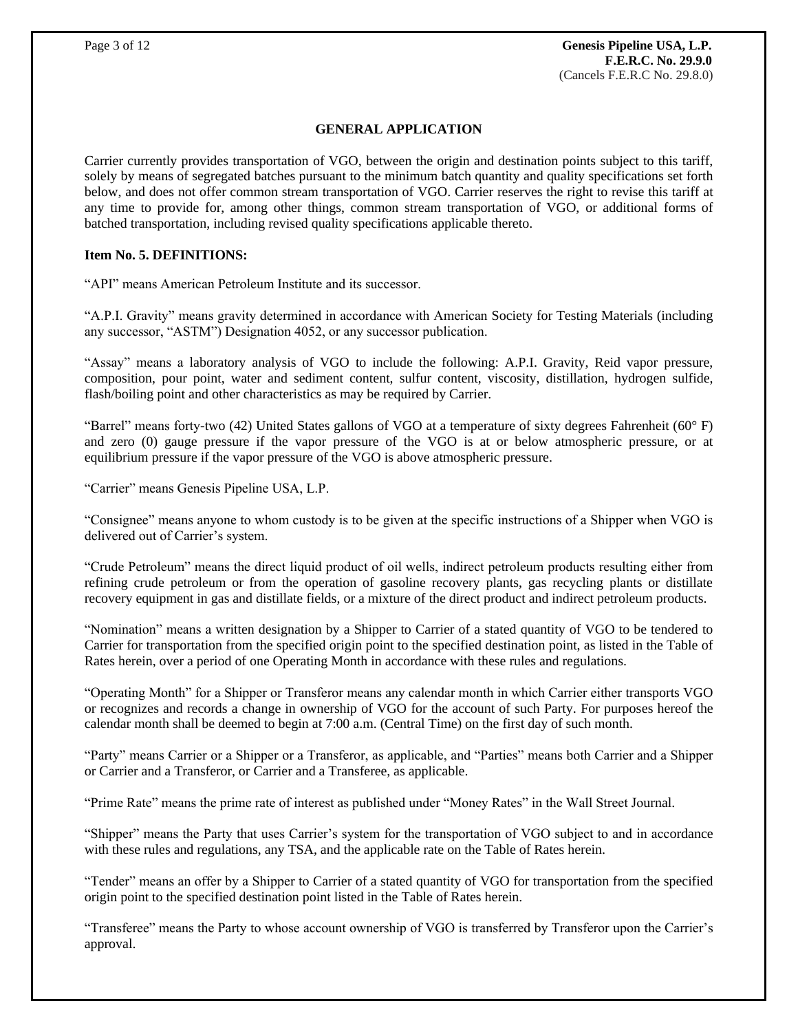## GENERAL APPLICATION

Carrier currently provides transportation of VGO, between the origin and destination points subject to this tariff, solely by means of segregated batches pursuant to the minimum batch quantity and quality specifications set forth below, and does not offer common stream transportation of VGO. Carrier reserves the right to revise this tariff at any time to provide for, among other things, common stream transportation of VGO, or additional forms of batched transportation, including revised quality specifications applicable thereto.

**Item No. 5. DEFINITIONS:**

"API" means American Petroleum Institute and its successor.

"A.P.I. Gravity" means gravity determined in accordance with American Society for Testing Materials (including any successor, "ASTM") Designation 4052, or any successor publication.

"Assay" means a laboratory analysis of VGO to include the following: A.P.I. Gravity, Reid vapor pressure, composition, pour point, water and sediment content, sulfur content, viscosity, distillation, hydrogen sulfide, flash/boiling point and other characteristics as may be required by Carrier.

"Barrel" means forty-two (42) United States gallons of VGO at a temperature of sixty degrees Fahrenheit (60° F) and zero (0) gauge pressure if the vapor pressure of the VGO is at or below atmospheric pressure, or at equilibrium pressure if the vapor pressure of the VGO is above atmospheric pressure.

"Carrier" means Genesis Pipeline USA, L.P.

"Consignee" means anyone to whom custody is to be given at the specific instructions of a Shipper when VGO is delivered out of Carrier's system.

"Crude Petroleum" means the direct liquid product of oil wells, indirect petroleum products resulting either from refining crude petroleum or from the operation of gasoline recovery plants, gas recycling plants or distillate recovery equipment in gas and distillate fields, or a mixture of the direct product and indirect petroleum products.

"Nomination" means a written designation by a Shipper to Carrier of a stated quantity of VGO to be tendered to Carrier for transportation from the specified origin point to the specified destination point, as listed in the Table of Rates herein, over a period of one Operating Month in accordance with these rules and regulations.

"Operating Month" for a Shipper or Transferor means any calendar month in which Carrier either transports VGO or recognizes and records a change in ownership of VGO for the account of such Party. For purposes hereof the calendar month shall be deemed to begin at 7:00 a.m. (Central Time) on the first day of such month.

"Party" means Carrier or a Shipper or a Transferor, as applicable, and "Parties" means both Carrier and a Shipper or Carrier and a Transferor, or Carrier and a Transferee, as applicable.

"Prime Rate" means the prime rate of interest as published under "Money Rates" in the Wall Street Journal.

"Shipper" means the Party that uses Carrier's system for the transportation of VGO subject to and in accordance with these rules and regulations, any TSA, and the applicable rate on the Table of Rates herein.

"Tender" means an offer by a Shipper to Carrier of a stated quantity of VGO for transportation from the specified origin point to the specified destination point listed in the Table of Rates herein.

"Transferee" means the Party to whose account ownership of VGO is transferred by Transferor upon the Carrier's approval.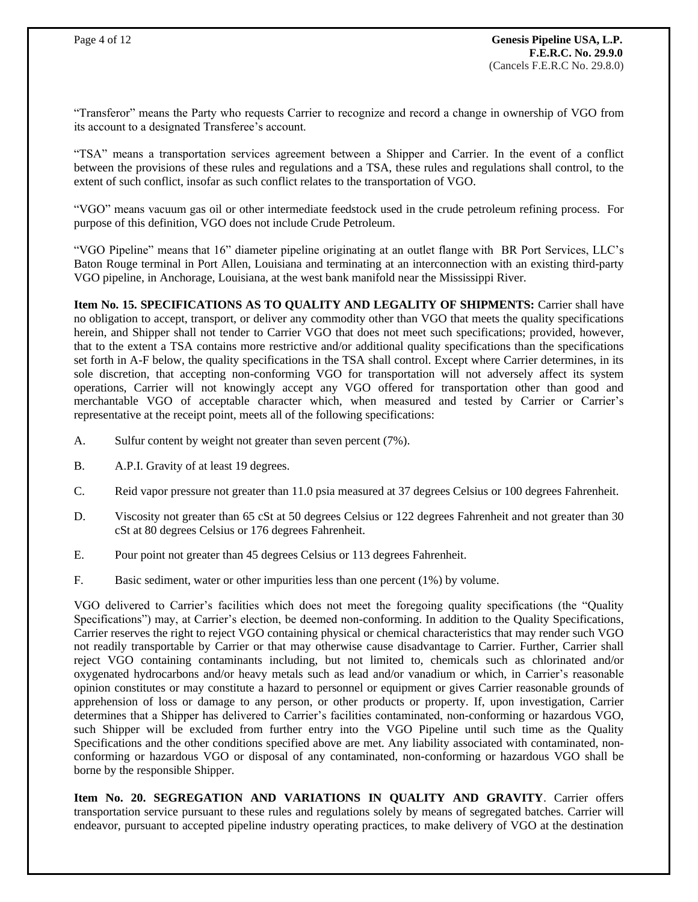"Transferor" means the Party who requests Carrier to recognize and record a change in ownership of VGO from its account to a designated Transferee's account.

"TSA" means a transportation services agreement between a Shipper and Carrier. In the event of a conflict between the provisions of these rules and regulations and a TSA, these rules and regulations shall control, to the extent of such conflict, insofar as such conflict relates to the transportation of VGO.

"VGO" means vacuum gas oil or other intermediate feedstock used in the crude petroleum refining process. For purpose of this definition, VGO does not include Crude Petroleum.

"VGO Pipeline" means that 16" diameter pipeline originating at an outlet flange with BR Port Services, LLC's Baton Rouge terminal in Port Allen, Louisiana and terminating at an interconnection with an existing third-party VGO pipeline, in Anchorage, Louisiana, at the west bank manifold near the Mississippi River.

**Item No. 15. SPECIFICATIONS AS TO QUALITY AND LEGALITY OF SHIPMENTS:** Carrier shall have no obligation to accept, transport, or deliver any commodity other than VGO that meets the quality specifications herein, and Shipper shall not tender to Carrier VGO that does not meet such specifications; provided, however, that to the extent a TSA contains more restrictive and/or additional quality specifications than the specifications set forth in A-F below, the quality specifications in the TSA shall control. Except where Carrier determines, in its sole discretion, that accepting non-conforming VGO for transportation will not adversely affect its system operations, Carrier will not knowingly accept any VGO offered for transportation other than good and merchantable VGO of acceptable character which, when measured and tested by Carrier or Carrier's representative at the receipt point, meets all of the following specifications:

A. Sulfur content by weight not greater than seven percent (7%).

B. A.P.I. Gravity of at least 19 degrees.

C. Reid vapor pressure not greater than 11.0 psia measured at 37 degrees Celsius or 100 degrees Fahrenheit.

D. Viscosity not greater than 65 cSt at 50 degrees Celsius or 122 degrees Fahrenheit and not greater than 30 cSt at 80 degrees Celsius or 176 degrees Fahrenheit.

E. Pour point not greater than 45 degrees Celsius or 113 degrees Fahrenheit.

F. Basic sediment, water or other impurities less than one percent (1%) by volume.

VGO delivered to Carrier's facilities which does not meet the foregoing quality specifications (the "Quality Specifications") may, at Carrier's election, be deemed non-conforming. In addition to the Quality Specifications, Carrier reserves the right to reject VGO containing physical or chemical characteristics that may render such VGO not readily transportable by Carrier or that may otherwise cause disadvantage to Carrier. Further, Carrier shall reject VGO containing contaminants including, but not limited to, chemicals such as chlorinated and/or oxygenated hydrocarbons and/or heavy metals such as lead and/or vanadium or which, in Carrier's reasonable opinion constitutes or may constitute a hazard to personnel or equipment or gives Carrier reasonable grounds of apprehension of loss or damage to any person, or other products or property. If, upon investigation, Carrier determines that a Shipper has delivered to Carrier's facilities contaminated, non-conforming or hazardous VGO, such Shipper will be excluded from further entry into the VGO Pipeline until such time as the Quality Specifications and the other conditions specified above are met. Any liability associated with contaminated, non-conforming or hazardous VGO or disposal of any contaminated, non-conforming or hazardous VGO shall be borne by the responsible Shipper.

**Item No. 20. SEGREGATION AND VARIATIONS IN QUALITY AND GRAVITY**. Carrier offers transportation service pursuant to these rules and regulations solely by means of segregated batches. Carrier will endeavor, pursuant to accepted pipeline industry operating practices, to make delivery of VGO at the destination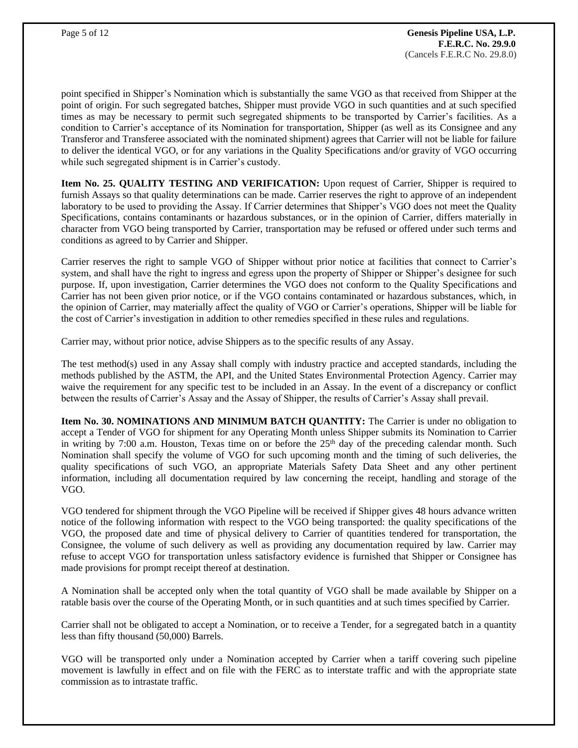point specified in Shipper's Nomination which is substantially the same VGO as that received from Shipper at the point of origin. For such segregated batches, Shipper must provide VGO in such quantities and at such specified times as may be necessary to permit such segregated shipments to be transported by Carrier's facilities. As a condition to Carrier's acceptance of its Nomination for transportation, Shipper (as well as its Consignee and any Transferor and Transferee associated with the nominated shipment) agrees that Carrier will not be liable for failure to deliver the identical VGO, or for any variations in the Quality Specifications and/or gravity of VGO occurring while such segregated shipment is in Carrier's custody.

**Item No. 25. QUALITY TESTING AND VERIFICATION:** Upon request of Carrier, Shipper is required to furnish Assays so that quality determinations can be made. Carrier reserves the right to approve of an independent laboratory to be used to providing the Assay. If Carrier determines that Shipper's VGO does not meet the Quality Specifications, contains contaminants or hazardous substances, or in the opinion of Carrier, differs materially in character from VGO being transported by Carrier, transportation may be refused or offered under such terms and conditions as agreed to by Carrier and Shipper.

Carrier reserves the right to sample VGO of Shipper without prior notice at facilities that connect to Carrier's system, and shall have the right to ingress and egress upon the property of Shipper or Shipper's designee for such purpose. If, upon investigation, Carrier determines the VGO does not conform to the Quality Specifications and Carrier has not been given prior notice, or if the VGO contains contaminated or hazardous substances, which, in the opinion of Carrier, may materially affect the quality of VGO or Carrier's operations, Shipper will be liable for the cost of Carrier's investigation in addition to other remedies specified in these rules and regulations.

Carrier may, without prior notice, advise Shippers as to the specific results of any Assay.

The test method(s) used in any Assay shall comply with industry practice and accepted standards, including the methods published by the ASTM, the API, and the United States Environmental Protection Agency. Carrier may waive the requirement for any specific test to be included in an Assay. In the event of a discrepancy or conflict between the results of Carrier's Assay and the Assay of Shipper, the results of Carrier's Assay shall prevail.

**Item No. 30. NOMINATIONS AND MINIMUM BATCH QUANTITY:** The Carrier is under no obligation to accept a Tender of VGO for shipment for any Operating Month unless Shipper submits its Nomination to Carrier in writing by 7:00 a.m. Houston, Texas time on or before the 25th day of the preceding calendar month. Such Nomination shall specify the volume of VGO for such upcoming month and the timing of such deliveries, the quality specifications of such VGO, an appropriate Materials Safety Data Sheet and any other pertinent information, including all documentation required by law concerning the receipt, handling and storage of the VGO.

VGO tendered for shipment through the VGO Pipeline will be received if Shipper gives 48 hours advance written notice of the following information with respect to the VGO being transported: the quality specifications of the VGO, the proposed date and time of physical delivery to Carrier of quantities tendered for transportation, the Consignee, the volume of such delivery as well as providing any documentation required by law. Carrier may refuse to accept VGO for transportation unless satisfactory evidence is furnished that Shipper or Consignee has made provisions for prompt receipt thereof at destination.

A Nomination shall be accepted only when the total quantity of VGO shall be made available by Shipper on a ratable basis over the course of the Operating Month, or in such quantities and at such times specified by Carrier.

Carrier shall not be obligated to accept a Nomination, or to receive a Tender, for a segregated batch in a quantity less than fifty thousand (50,000) Barrels.

VGO will be transported only under a Nomination accepted by Carrier when a tariff covering such pipeline movement is lawfully in effect and on file with the FERC as to interstate traffic and with the appropriate state commission as to intrastate traffic.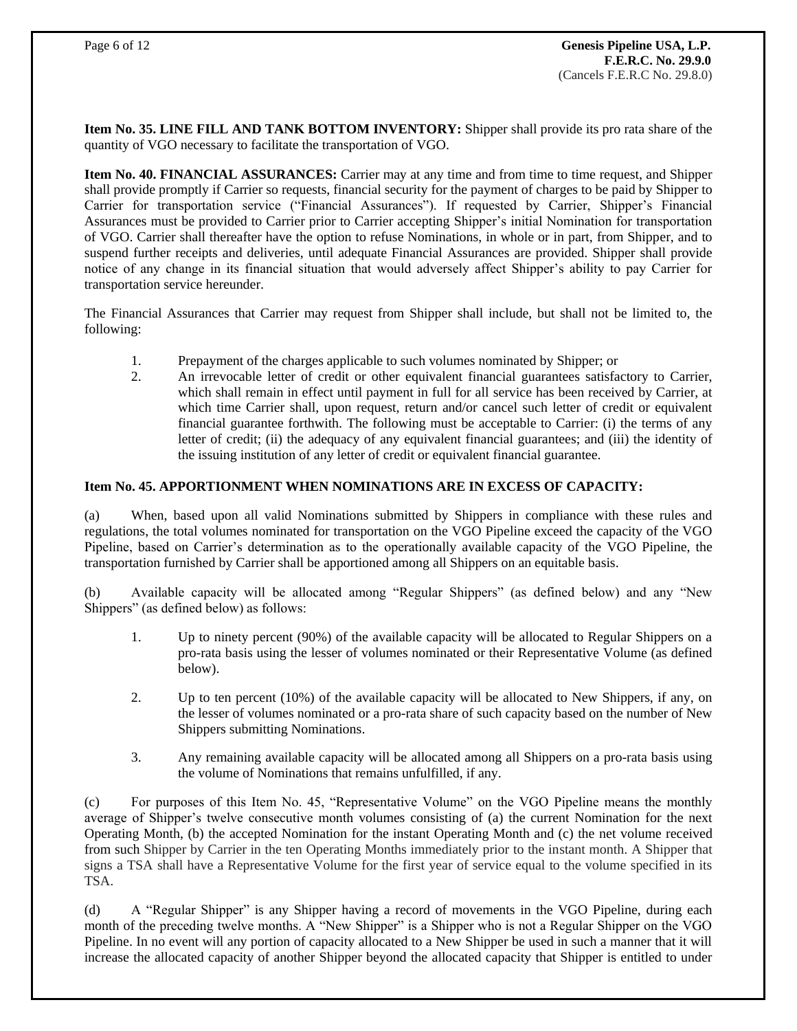**Item No. 35. LINE FILL AND TANK BOTTOM INVENTORY:** Shipper shall provide its pro rata share of the quantity of VGO necessary to facilitate the transportation of VGO.

**Item No. 40. FINANCIAL ASSURANCES:** Carrier may at any time and from time to time request, and Shipper shall provide promptly if Carrier so requests, financial security for the payment of charges to be paid by Shipper to Carrier for transportation service ("Financial Assurances"). If requested by Carrier, Shipper's Financial Assurances must be provided to Carrier prior to Carrier accepting Shipper's initial Nomination for transportation of VGO. Carrier shall thereafter have the option to refuse Nominations, in whole or in part, from Shipper, and to suspend further receipts and deliveries, until adequate Financial Assurances are provided. Shipper shall provide notice of any change in its financial situation that would adversely affect Shipper's ability to pay Carrier for transportation service hereunder.

The Financial Assurances that Carrier may request from Shipper shall include, but shall not be limited to, the following:

1. Prepayment of the charges applicable to such volumes nominated by Shipper; or
2. An irrevocable letter of credit or other equivalent financial guarantees satisfactory to Carrier, which shall remain in effect until payment in full for all service has been received by Carrier, at which time Carrier shall, upon request, return and/or cancel such letter of credit or equivalent financial guarantee forthwith. The following must be acceptable to Carrier: (i) the terms of any letter of credit; (ii) the adequacy of any equivalent financial guarantees; and (iii) the identity of the issuing institution of any letter of credit or equivalent financial guarantee.

**Item No. 45. APPORTIONMENT WHEN NOMINATIONS ARE IN EXCESS OF CAPACITY:**

(a) When, based upon all valid Nominations submitted by Shippers in compliance with these rules and regulations, the total volumes nominated for transportation on the VGO Pipeline exceed the capacity of the VGO Pipeline, based on Carrier's determination as to the operationally available capacity of the VGO Pipeline, the transportation furnished by Carrier shall be apportioned among all Shippers on an equitable basis.

(b) Available capacity will be allocated among "Regular Shippers" (as defined below) and any "New Shippers" (as defined below) as follows:

1. Up to ninety percent (90%) of the available capacity will be allocated to Regular Shippers on a pro-rata basis using the lesser of volumes nominated or their Representative Volume (as defined below).

2. Up to ten percent (10%) of the available capacity will be allocated to New Shippers, if any, on the lesser of volumes nominated or a pro-rata share of such capacity based on the number of New Shippers submitting Nominations.

3. Any remaining available capacity will be allocated among all Shippers on a pro-rata basis using the volume of Nominations that remains unfulfilled, if any.

(c) For purposes of this Item No. 45, "Representative Volume" on the VGO Pipeline means the monthly average of Shipper's twelve consecutive month volumes consisting of (a) the current Nomination for the next Operating Month, (b) the accepted Nomination for the instant Operating Month and (c) the net volume received from such Shipper by Carrier in the ten Operating Months immediately prior to the instant month. A Shipper that signs a TSA shall have a Representative Volume for the first year of service equal to the volume specified in its TSA.

(d) A "Regular Shipper" is any Shipper having a record of movements in the VGO Pipeline, during each month of the preceding twelve months. A "New Shipper" is a Shipper who is not a Regular Shipper on the VGO Pipeline. In no event will any portion of capacity allocated to a New Shipper be used in such a manner that it will increase the allocated capacity of another Shipper beyond the allocated capacity that Shipper is entitled to under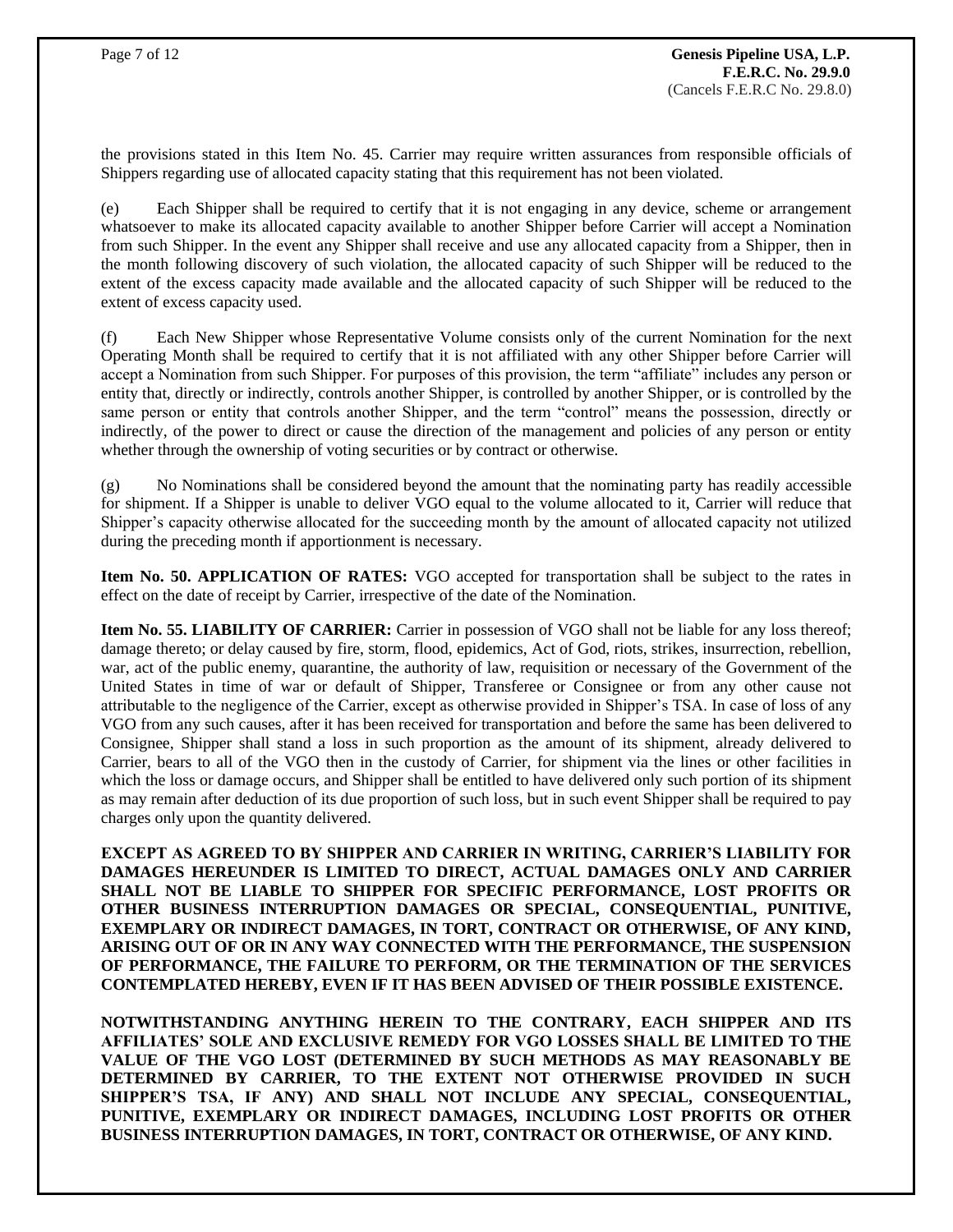the provisions stated in this Item No. 45. Carrier may require written assurances from responsible officials of Shippers regarding use of allocated capacity stating that this requirement has not been violated.

(e) Each Shipper shall be required to certify that it is not engaging in any device, scheme or arrangement whatsoever to make its allocated capacity available to another Shipper before Carrier will accept a Nomination from such Shipper. In the event any Shipper shall receive and use any allocated capacity from a Shipper, then in the month following discovery of such violation, the allocated capacity of such Shipper will be reduced to the extent of the excess capacity made available and the allocated capacity of such Shipper will be reduced to the extent of excess capacity used.

(f) Each New Shipper whose Representative Volume consists only of the current Nomination for the next Operating Month shall be required to certify that it is not affiliated with any other Shipper before Carrier will accept a Nomination from such Shipper. For purposes of this provision, the term "affiliate" includes any person or entity that, directly or indirectly, controls another Shipper, is controlled by another Shipper, or is controlled by the same person or entity that controls another Shipper, and the term "control" means the possession, directly or indirectly, of the power to direct or cause the direction of the management and policies of any person or entity whether through the ownership of voting securities or by contract or otherwise.

(g) No Nominations shall be considered beyond the amount that the nominating party has readily accessible for shipment. If a Shipper is unable to deliver VGO equal to the volume allocated to it, Carrier will reduce that Shipper's capacity otherwise allocated for the succeeding month by the amount of allocated capacity not utilized during the preceding month if apportionment is necessary.

**Item No. 50. APPLICATION OF RATES:** VGO accepted for transportation shall be subject to the rates in effect on the date of receipt by Carrier, irrespective of the date of the Nomination.

**Item No. 55. LIABILITY OF CARRIER:** Carrier in possession of VGO shall not be liable for any loss thereof; damage thereto; or delay caused by fire, storm, flood, epidemics, Act of God, riots, strikes, insurrection, rebellion, war, act of the public enemy, quarantine, the authority of law, requisition or necessary of the Government of the United States in time of war or default of Shipper, Transferee or Consignee or from any other cause not attributable to the negligence of the Carrier, except as otherwise provided in Shipper's TSA. In case of loss of any VGO from any such causes, after it has been received for transportation and before the same has been delivered to Consignee, Shipper shall stand a loss in such proportion as the amount of its shipment, already delivered to Carrier, bears to all of the VGO then in the custody of Carrier, for shipment via the lines or other facilities in which the loss or damage occurs, and Shipper shall be entitled to have delivered only such portion of its shipment as may remain after deduction of its due proportion of such loss, but in such event Shipper shall be required to pay charges only upon the quantity delivered.

**EXCEPT AS AGREED TO BY SHIPPER AND CARRIER IN WRITING, CARRIER'S LIABILITY FOR DAMAGES HEREUNDER IS LIMITED TO DIRECT, ACTUAL DAMAGES ONLY AND CARRIER SHALL NOT BE LIABLE TO SHIPPER FOR SPECIFIC PERFORMANCE, LOST PROFITS OR OTHER BUSINESS INTERRUPTION DAMAGES OR SPECIAL, CONSEQUENTIAL, PUNITIVE, EXEMPLARY OR INDIRECT DAMAGES, IN TORT, CONTRACT OR OTHERWISE, OF ANY KIND, ARISING OUT OF OR IN ANY WAY CONNECTED WITH THE PERFORMANCE, THE SUSPENSION OF PERFORMANCE, THE FAILURE TO PERFORM, OR THE TERMINATION OF THE SERVICES CONTEMPLATED HEREBY, EVEN IF IT HAS BEEN ADVISED OF THEIR POSSIBLE EXISTENCE.**

**NOTWITHSTANDING ANYTHING HEREIN TO THE CONTRARY, EACH SHIPPER AND ITS AFFILIATES' SOLE AND EXCLUSIVE REMEDY FOR VGO LOSSES SHALL BE LIMITED TO THE VALUE OF THE VGO LOST (DETERMINED BY SUCH METHODS AS MAY REASONABLY BE DETERMINED BY CARRIER, TO THE EXTENT NOT OTHERWISE PROVIDED IN SUCH SHIPPER'S TSA, IF ANY) AND SHALL NOT INCLUDE ANY SPECIAL, CONSEQUENTIAL, PUNITIVE, EXEMPLARY OR INDIRECT DAMAGES, INCLUDING LOST PROFITS OR OTHER BUSINESS INTERRUPTION DAMAGES, IN TORT, CONTRACT OR OTHERWISE, OF ANY KIND.**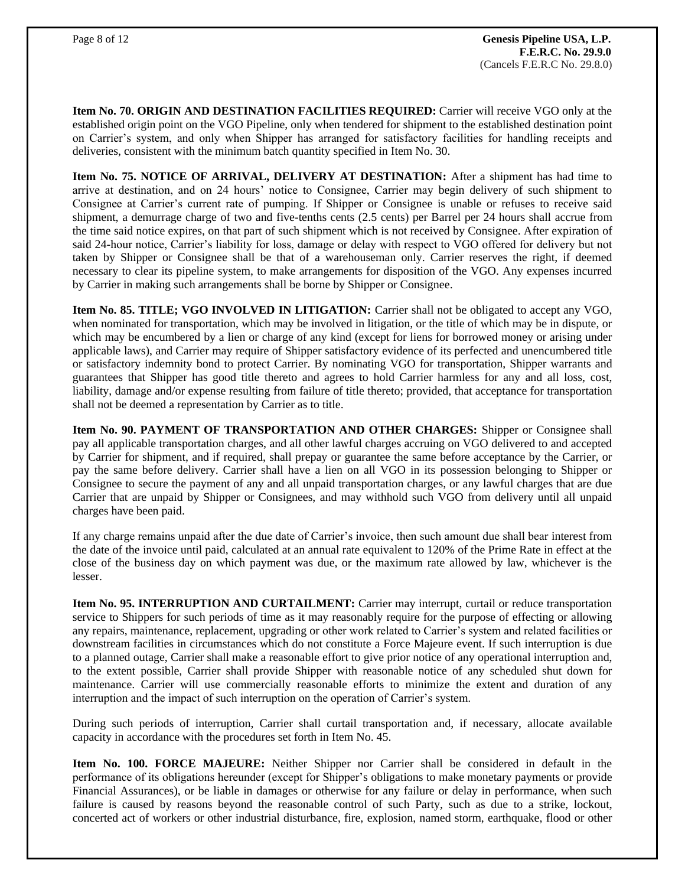**Item No. 70. ORIGIN AND DESTINATION FACILITIES REQUIRED:** Carrier will receive VGO only at the established origin point on the VGO Pipeline, only when tendered for shipment to the established destination point on Carrier's system, and only when Shipper has arranged for satisfactory facilities for handling receipts and deliveries, consistent with the minimum batch quantity specified in Item No. 30.

**Item No. 75. NOTICE OF ARRIVAL, DELIVERY AT DESTINATION:** After a shipment has had time to arrive at destination, and on 24 hours' notice to Consignee, Carrier may begin delivery of such shipment to Consignee at Carrier's current rate of pumping. If Shipper or Consignee is unable or refuses to receive said shipment, a demurrage charge of two and five-tenths cents (2.5 cents) per Barrel per 24 hours shall accrue from the time said notice expires, on that part of such shipment which is not received by Consignee. After expiration of said 24-hour notice, Carrier's liability for loss, damage or delay with respect to VGO offered for delivery but not taken by Shipper or Consignee shall be that of a warehouseman only. Carrier reserves the right, if deemed necessary to clear its pipeline system, to make arrangements for disposition of the VGO. Any expenses incurred by Carrier in making such arrangements shall be borne by Shipper or Consignee.

**Item No. 85. TITLE; VGO INVOLVED IN LITIGATION:** Carrier shall not be obligated to accept any VGO, when nominated for transportation, which may be involved in litigation, or the title of which may be in dispute, or which may be encumbered by a lien or charge of any kind (except for liens for borrowed money or arising under applicable laws), and Carrier may require of Shipper satisfactory evidence of its perfected and unencumbered title or satisfactory indemnity bond to protect Carrier. By nominating VGO for transportation, Shipper warrants and guarantees that Shipper has good title thereto and agrees to hold Carrier harmless for any and all loss, cost, liability, damage and/or expense resulting from failure of title thereto; provided, that acceptance for transportation shall not be deemed a representation by Carrier as to title.

**Item No. 90. PAYMENT OF TRANSPORTATION AND OTHER CHARGES:** Shipper or Consignee shall pay all applicable transportation charges, and all other lawful charges accruing on VGO delivered to and accepted by Carrier for shipment, and if required, shall prepay or guarantee the same before acceptance by the Carrier, or pay the same before delivery. Carrier shall have a lien on all VGO in its possession belonging to Shipper or Consignee to secure the payment of any and all unpaid transportation charges, or any lawful charges that are due Carrier that are unpaid by Shipper or Consignees, and may withhold such VGO from delivery until all unpaid charges have been paid.

If any charge remains unpaid after the due date of Carrier's invoice, then such amount due shall bear interest from the date of the invoice until paid, calculated at an annual rate equivalent to 120% of the Prime Rate in effect at the close of the business day on which payment was due, or the maximum rate allowed by law, whichever is the lesser.

**Item No. 95. INTERRUPTION AND CURTAILMENT:** Carrier may interrupt, curtail or reduce transportation service to Shippers for such periods of time as it may reasonably require for the purpose of effecting or allowing any repairs, maintenance, replacement, upgrading or other work related to Carrier's system and related facilities or downstream facilities in circumstances which do not constitute a Force Majeure event. If such interruption is due to a planned outage, Carrier shall make a reasonable effort to give prior notice of any operational interruption and, to the extent possible, Carrier shall provide Shipper with reasonable notice of any scheduled shut down for maintenance. Carrier will use commercially reasonable efforts to minimize the extent and duration of any interruption and the impact of such interruption on the operation of Carrier's system.

During such periods of interruption, Carrier shall curtail transportation and, if necessary, allocate available capacity in accordance with the procedures set forth in Item No. 45.

**Item No. 100. FORCE MAJEURE:** Neither Shipper nor Carrier shall be considered in default in the performance of its obligations hereunder (except for Shipper's obligations to make monetary payments or provide Financial Assurances), or be liable in damages or otherwise for any failure or delay in performance, when such failure is caused by reasons beyond the reasonable control of such Party, such as due to a strike, lockout, concerted act of workers or other industrial disturbance, fire, explosion, named storm, earthquake, flood or other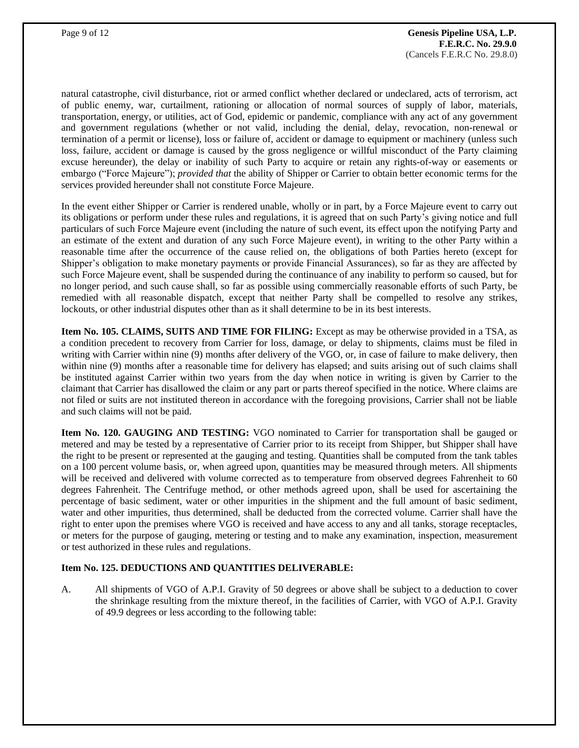natural catastrophe, civil disturbance, riot or armed conflict whether declared or undeclared, acts of terrorism, act of public enemy, war, curtailment, rationing or allocation of normal sources of supply of labor, materials, transportation, energy, or utilities, act of God, epidemic or pandemic, compliance with any act of any government and government regulations (whether or not valid, including the denial, delay, revocation, non-renewal or termination of a permit or license), loss or failure of, accident or damage to equipment or machinery (unless such loss, failure, accident or damage is caused by the gross negligence or willful misconduct of the Party claiming excuse hereunder), the delay or inability of such Party to acquire or retain any rights-of-way or easements or embargo ("Force Majeure"); *provided that* the ability of Shipper or Carrier to obtain better economic terms for the services provided hereunder shall not constitute Force Majeure.

In the event either Shipper or Carrier is rendered unable, wholly or in part, by a Force Majeure event to carry out its obligations or perform under these rules and regulations, it is agreed that on such Party's giving notice and full particulars of such Force Majeure event (including the nature of such event, its effect upon the notifying Party and an estimate of the extent and duration of any such Force Majeure event), in writing to the other Party within a reasonable time after the occurrence of the cause relied on, the obligations of both Parties hereto (except for Shipper's obligation to make monetary payments or provide Financial Assurances), so far as they are affected by such Force Majeure event, shall be suspended during the continuance of any inability to perform so caused, but for no longer period, and such cause shall, so far as possible using commercially reasonable efforts of such Party, be remedied with all reasonable dispatch, except that neither Party shall be compelled to resolve any strikes, lockouts, or other industrial disputes other than as it shall determine to be in its best interests.

**Item No. 105. CLAIMS, SUITS AND TIME FOR FILING:** Except as may be otherwise provided in a TSA, as a condition precedent to recovery from Carrier for loss, damage, or delay to shipments, claims must be filed in writing with Carrier within nine (9) months after delivery of the VGO, or, in case of failure to make delivery, then within nine (9) months after a reasonable time for delivery has elapsed; and suits arising out of such claims shall be instituted against Carrier within two years from the day when notice in writing is given by Carrier to the claimant that Carrier has disallowed the claim or any part or parts thereof specified in the notice. Where claims are not filed or suits are not instituted thereon in accordance with the foregoing provisions, Carrier shall not be liable and such claims will not be paid.

**Item No. 120. GAUGING AND TESTING:** VGO nominated to Carrier for transportation shall be gauged or metered and may be tested by a representative of Carrier prior to its receipt from Shipper, but Shipper shall have the right to be present or represented at the gauging and testing. Quantities shall be computed from the tank tables on a 100 percent volume basis, or, when agreed upon, quantities may be measured through meters. All shipments will be received and delivered with volume corrected as to temperature from observed degrees Fahrenheit to 60 degrees Fahrenheit. The Centrifuge method, or other methods agreed upon, shall be used for ascertaining the percentage of basic sediment, water or other impurities in the shipment and the full amount of basic sediment, water and other impurities, thus determined, shall be deducted from the corrected volume. Carrier shall have the right to enter upon the premises where VGO is received and have access to any and all tanks, storage receptacles, or meters for the purpose of gauging, metering or testing and to make any examination, inspection, measurement or test authorized in these rules and regulations.

**Item No. 125. DEDUCTIONS AND QUANTITIES DELIVERABLE:**

A. All shipments of VGO of A.P.I. Gravity of 50 degrees or above shall be subject to a deduction to cover the shrinkage resulting from the mixture thereof, in the facilities of Carrier, with VGO of A.P.I. Gravity of 49.9 degrees or less according to the following table: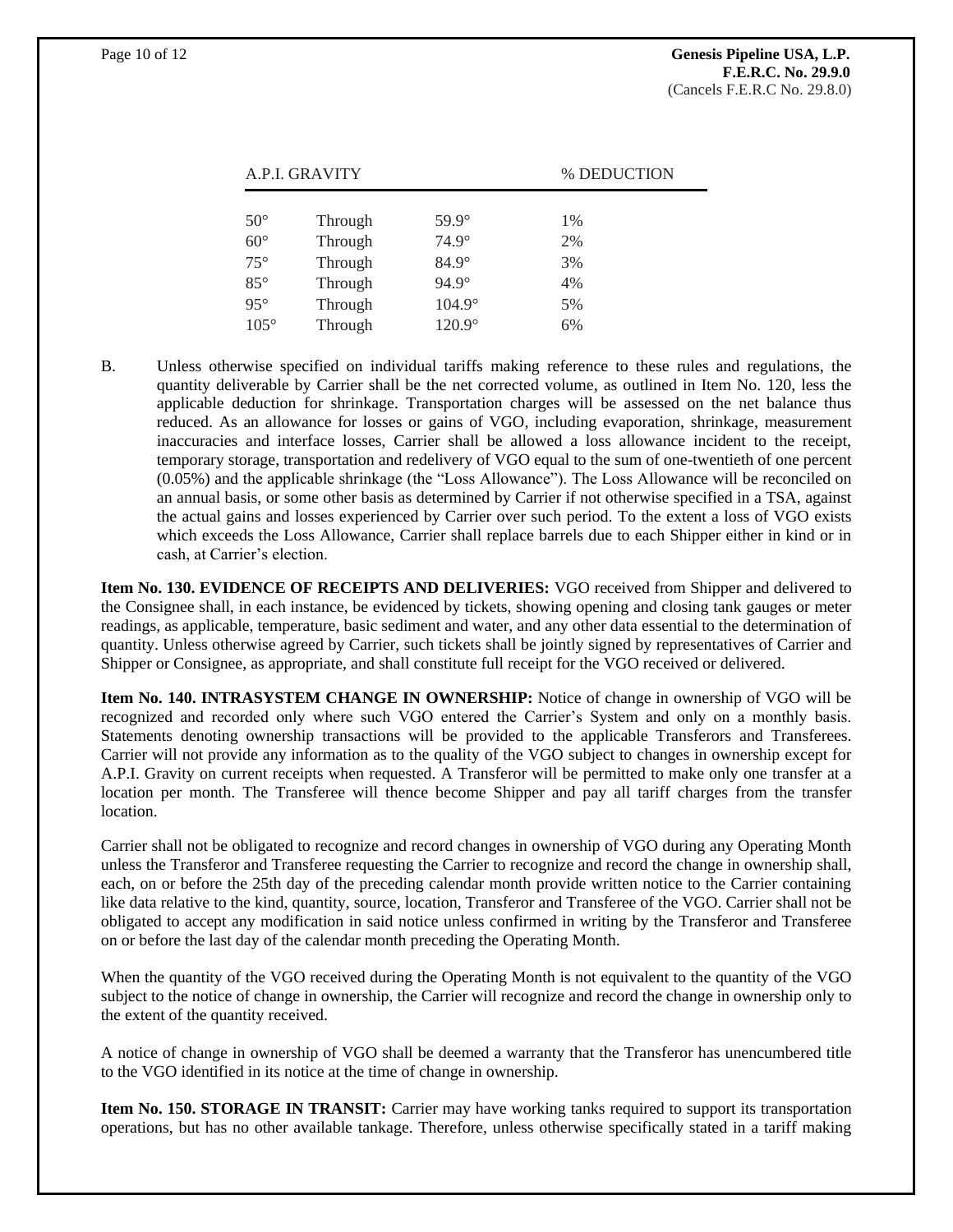| A.P.I. GRAVITY | | | % DEDUCTION |
|---|---|---|---|
| 50° | Through | 59.9° | 1% |
| 60° | Through | 74.9° | 2% |
| 75° | Through | 84.9° | 3% |
| 85° | Through | 94.9° | 4% |
| 95° | Through | 104.9° | 5% |
| 105° | Through | 120.9° | 6% |

B. Unless otherwise specified on individual tariffs making reference to these rules and regulations, the quantity deliverable by Carrier shall be the net corrected volume, as outlined in Item No. 120, less the applicable deduction for shrinkage. Transportation charges will be assessed on the net balance thus reduced. As an allowance for losses or gains of VGO, including evaporation, shrinkage, measurement inaccuracies and interface losses, Carrier shall be allowed a loss allowance incident to the receipt, temporary storage, transportation and redelivery of VGO equal to the sum of one-twentieth of one percent (0.05%) and the applicable shrinkage (the "Loss Allowance"). The Loss Allowance will be reconciled on an annual basis, or some other basis as determined by Carrier if not otherwise specified in a TSA, against the actual gains and losses experienced by Carrier over such period. To the extent a loss of VGO exists which exceeds the Loss Allowance, Carrier shall replace barrels due to each Shipper either in kind or in cash, at Carrier's election.

**Item No. 130. EVIDENCE OF RECEIPTS AND DELIVERIES:** VGO received from Shipper and delivered to the Consignee shall, in each instance, be evidenced by tickets, showing opening and closing tank gauges or meter readings, as applicable, temperature, basic sediment and water, and any other data essential to the determination of quantity. Unless otherwise agreed by Carrier, such tickets shall be jointly signed by representatives of Carrier and Shipper or Consignee, as appropriate, and shall constitute full receipt for the VGO received or delivered.

**Item No. 140. INTRASYSTEM CHANGE IN OWNERSHIP:** Notice of change in ownership of VGO will be recognized and recorded only where such VGO entered the Carrier's System and only on a monthly basis. Statements denoting ownership transactions will be provided to the applicable Transferors and Transferees. Carrier will not provide any information as to the quality of the VGO subject to changes in ownership except for A.P.I. Gravity on current receipts when requested. A Transferor will be permitted to make only one transfer at a location per month. The Transferee will thence become Shipper and pay all tariff charges from the transfer location.

Carrier shall not be obligated to recognize and record changes in ownership of VGO during any Operating Month unless the Transferor and Transferee requesting the Carrier to recognize and record the change in ownership shall, each, on or before the 25th day of the preceding calendar month provide written notice to the Carrier containing like data relative to the kind, quantity, source, location, Transferor and Transferee of the VGO. Carrier shall not be obligated to accept any modification in said notice unless confirmed in writing by the Transferor and Transferee on or before the last day of the calendar month preceding the Operating Month.

When the quantity of the VGO received during the Operating Month is not equivalent to the quantity of the VGO subject to the notice of change in ownership, the Carrier will recognize and record the change in ownership only to the extent of the quantity received.

A notice of change in ownership of VGO shall be deemed a warranty that the Transferor has unencumbered title to the VGO identified in its notice at the time of change in ownership.

**Item No. 150. STORAGE IN TRANSIT:** Carrier may have working tanks required to support its transportation operations, but has no other available tankage. Therefore, unless otherwise specifically stated in a tariff making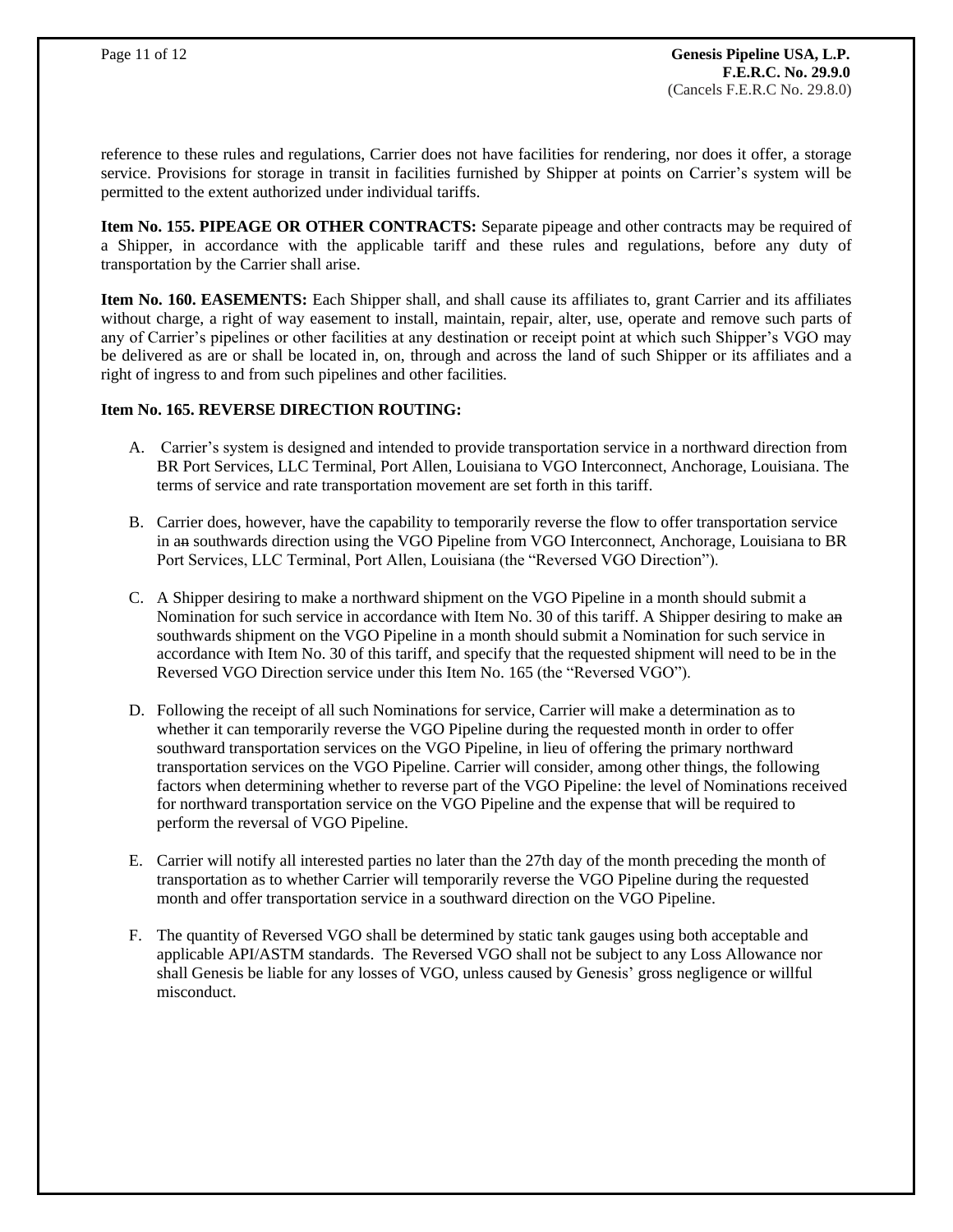reference to these rules and regulations, Carrier does not have facilities for rendering, nor does it offer, a storage service. Provisions for storage in transit in facilities furnished by Shipper at points on Carrier's system will be permitted to the extent authorized under individual tariffs.

**Item No. 155. PIPEAGE OR OTHER CONTRACTS:** Separate pipeage and other contracts may be required of a Shipper, in accordance with the applicable tariff and these rules and regulations, before any duty of transportation by the Carrier shall arise.

**Item No. 160. EASEMENTS:** Each Shipper shall, and shall cause its affiliates to, grant Carrier and its affiliates without charge, a right of way easement to install, maintain, repair, alter, use, operate and remove such parts of any of Carrier's pipelines or other facilities at any destination or receipt point at which such Shipper's VGO may be delivered as are or shall be located in, on, through and across the land of such Shipper or its affiliates and a right of ingress to and from such pipelines and other facilities.

**Item No. 165. REVERSE DIRECTION ROUTING:**

A. Carrier's system is designed and intended to provide transportation service in a northward direction from BR Port Services, LLC Terminal, Port Allen, Louisiana to VGO Interconnect, Anchorage, Louisiana. The terms of service and rate transportation movement are set forth in this tariff.

B. Carrier does, however, have the capability to temporarily reverse the flow to offer transportation service in ~~an~~ southwards direction using the VGO Pipeline from VGO Interconnect, Anchorage, Louisiana to BR Port Services, LLC Terminal, Port Allen, Louisiana (the "Reversed VGO Direction").

C. A Shipper desiring to make a northward shipment on the VGO Pipeline in a month should submit a Nomination for such service in accordance with Item No. 30 of this tariff. A Shipper desiring to make ~~an~~ southwards shipment on the VGO Pipeline in a month should submit a Nomination for such service in accordance with Item No. 30 of this tariff, and specify that the requested shipment will need to be in the Reversed VGO Direction service under this Item No. 165 (the "Reversed VGO").

D. Following the receipt of all such Nominations for service, Carrier will make a determination as to whether it can temporarily reverse the VGO Pipeline during the requested month in order to offer southward transportation services on the VGO Pipeline, in lieu of offering the primary northward transportation services on the VGO Pipeline. Carrier will consider, among other things, the following factors when determining whether to reverse part of the VGO Pipeline: the level of Nominations received for northward transportation service on the VGO Pipeline and the expense that will be required to perform the reversal of VGO Pipeline.

E. Carrier will notify all interested parties no later than the 27th day of the month preceding the month of transportation as to whether Carrier will temporarily reverse the VGO Pipeline during the requested month and offer transportation service in a southward direction on the VGO Pipeline.

F. The quantity of Reversed VGO shall be determined by static tank gauges using both acceptable and applicable API/ASTM standards. The Reversed VGO shall not be subject to any Loss Allowance nor shall Genesis be liable for any losses of VGO, unless caused by Genesis' gross negligence or willful misconduct.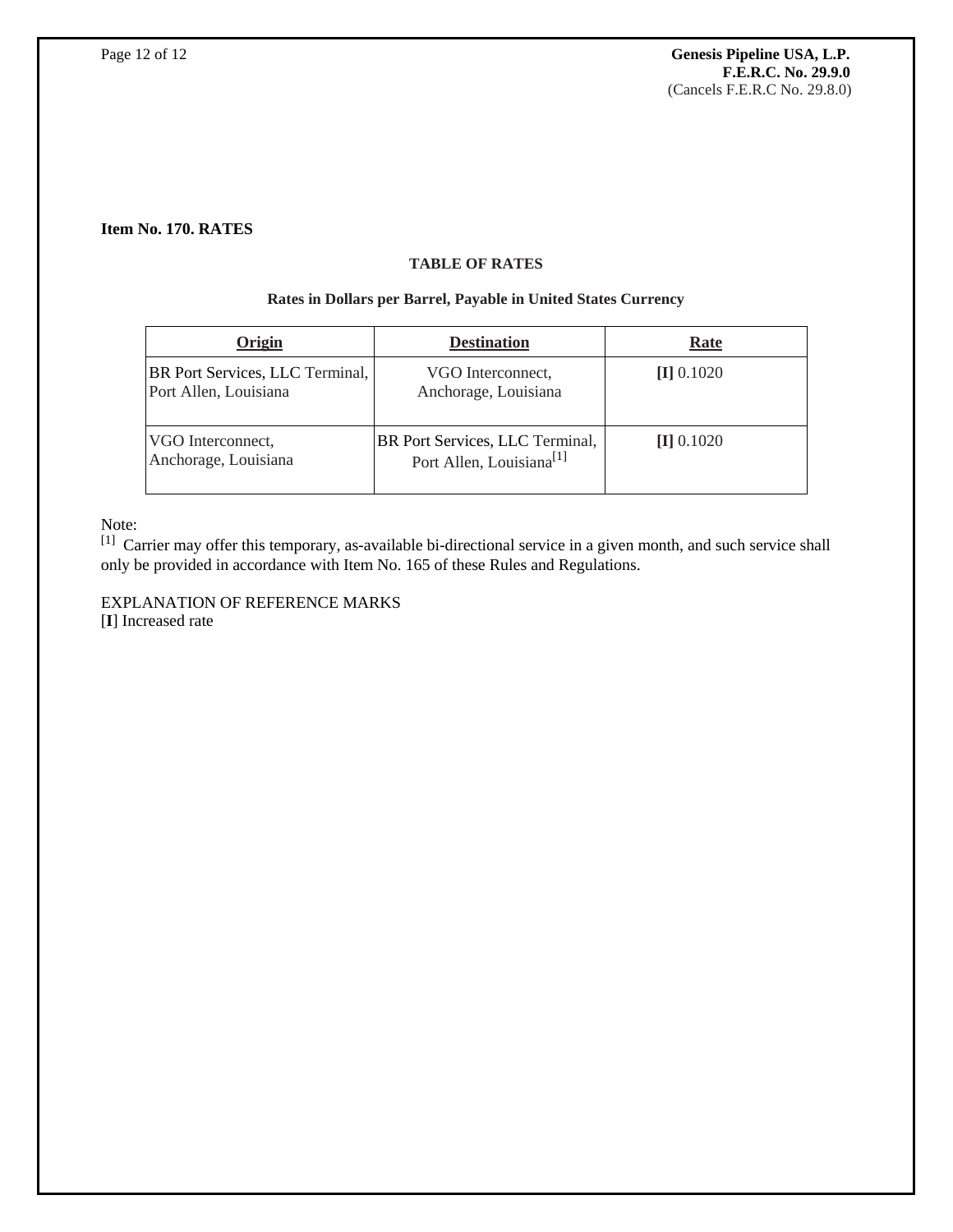**Genesis Pipeline USA, L.P.**
**F.E.R.C. No. 29.9.0**
(Cancels F.E.R.C No. 29.8.0)

**Item No. 170. RATES**

**TABLE OF RATES**

**Rates in Dollars per Barrel, Payable in United States Currency**

| Origin | Destination | Rate |
| --- | --- | --- |
| BR Port Services, LLC Terminal, Port Allen, Louisiana | VGO Interconnect, Anchorage, Louisiana | **[I]** 0.1020 |
| VGO Interconnect, Anchorage, Louisiana | BR Port Services, LLC Terminal, Port Allen, Louisiana[1] | **[I]** 0.1020 |

Note:
[1] Carrier may offer this temporary, as-available bi-directional service in a given month, and such service shall only be provided in accordance with Item No. 165 of these Rules and Regulations.

EXPLANATION OF REFERENCE MARKS
[**I**] Increased rate